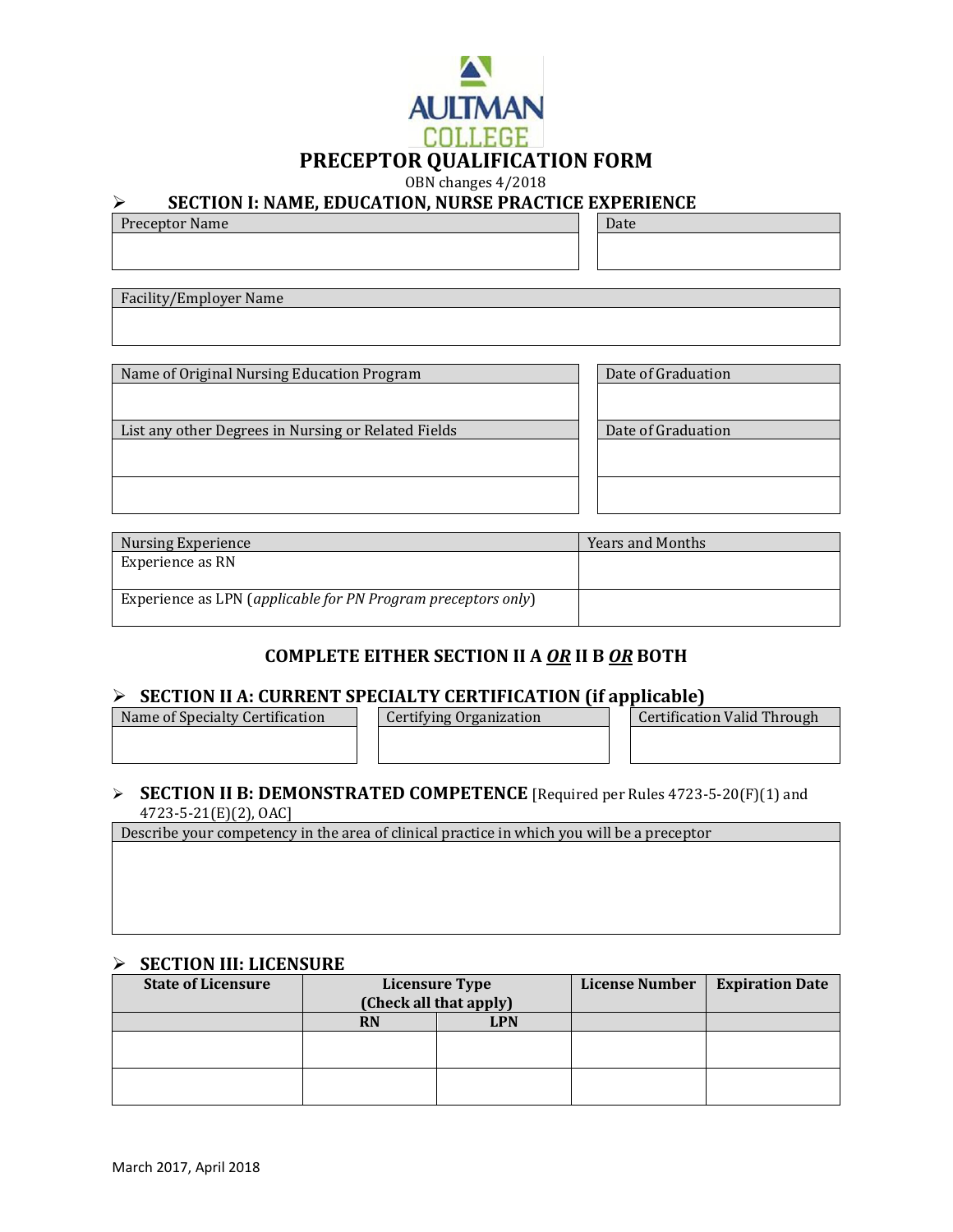AULTMAN COLLEGE

# PRECEPTOR QUALIFICATION FORM

OBN changes 4/2018

## SECTION I: NAME, EDUCATION, NURSE PRACTICE EXPERIENCE

| Preceptor Name | Date |
|---|---|
| | |

| Facility/Employer Name |
|---|
| |

| Name of Original Nursing Education Program | Date of Graduation |
|---|---|
| | |
| **List any other Degrees in Nursing or Related Fields** | **Date of Graduation** |
| | |
| | |

| Nursing Experience | Years and Months |
|---|---|
| Experience as RN | |
| Experience as LPN (*applicable for PN Program preceptors only*) | |

### COMPLETE EITHER SECTION II A ***OR*** II B ***OR*** BOTH

## SECTION II A: CURRENT SPECIALTY CERTIFICATION (if applicable)

| Name of Specialty Certification | Certifying Organization | Certification Valid Through |
|---|---|---|
| | | |

## SECTION II B: DEMONSTRATED COMPETENCE [Required per Rules 4723-5-20(F)(1) and 4723-5-21(E)(2), OAC]

| Describe your competency in the area of clinical practice in which you will be a preceptor |
|---|
| |

## SECTION III: LICENSURE

| State of Licensure | Licensure Type (Check all that apply) | | License Number | Expiration Date |
|---|---|---|---|---|
| | RN | LPN | | |
| | | | | |
| | | | | |

March 2017, April 2018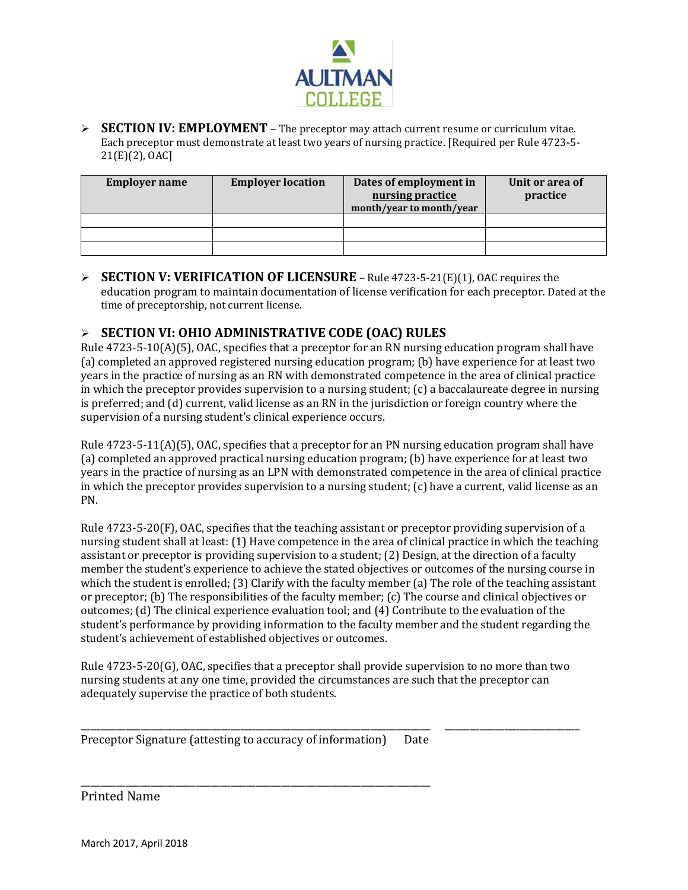AULTMAN COLLEGE

- **SECTION IV: EMPLOYMENT** – The preceptor may attach current resume or curriculum vitae. Each preceptor must demonstrate at least two years of nursing practice. [Required per Rule 4723-5-21(E)(2), OAC]

| Employer name | Employer location | Dates of employment in nursing practice month/year to month/year | Unit or area of practice |
|---|---|---|---|
| | | | |
| | | | |
| | | | |

- **SECTION V: VERIFICATION OF LICENSURE** – Rule 4723-5-21(E)(1), OAC requires the education program to maintain documentation of license verification for each preceptor. Dated at the time of preceptorship, not current license.

- **SECTION VI: OHIO ADMINISTRATIVE CODE (OAC) RULES**

Rule 4723-5-10(A)(5), OAC, specifies that a preceptor for an RN nursing education program shall have (a) completed an approved registered nursing education program; (b) have experience for at least two years in the practice of nursing as an RN with demonstrated competence in the area of clinical practice in which the preceptor provides supervision to a nursing student; (c) a baccalaureate degree in nursing is preferred; and (d) current, valid license as an RN in the jurisdiction or foreign country where the supervision of a nursing student's clinical experience occurs.

Rule 4723-5-11(A)(5), OAC, specifies that a preceptor for an PN nursing education program shall have (a) completed an approved practical nursing education program; (b) have experience for at least two years in the practice of nursing as an LPN with demonstrated competence in the area of clinical practice in which the preceptor provides supervision to a nursing student; (c) have a current, valid license as an PN.

Rule 4723-5-20(F), OAC, specifies that the teaching assistant or preceptor providing supervision of a nursing student shall at least: (1) Have competence in the area of clinical practice in which the teaching assistant or preceptor is providing supervision to a student; (2) Design, at the direction of a faculty member the student's experience to achieve the stated objectives or outcomes of the nursing course in which the student is enrolled; (3) Clarify with the faculty member (a) The role of the teaching assistant or preceptor; (b) The responsibilities of the faculty member; (c) The course and clinical objectives or outcomes; (d) The clinical experience evaluation tool; and (4) Contribute to the evaluation of the student's performance by providing information to the faculty member and the student regarding the student's achievement of established objectives or outcomes.

Rule 4723-5-20(G), OAC, specifies that a preceptor shall provide supervision to no more than two nursing students at any one time, provided the circumstances are such that the preceptor can adequately supervise the practice of both students.

_______________________________________________________________ _______________________

Preceptor Signature (attesting to accuracy of information) Date

_______________________________________________________________

Printed Name

March 2017, April 2018